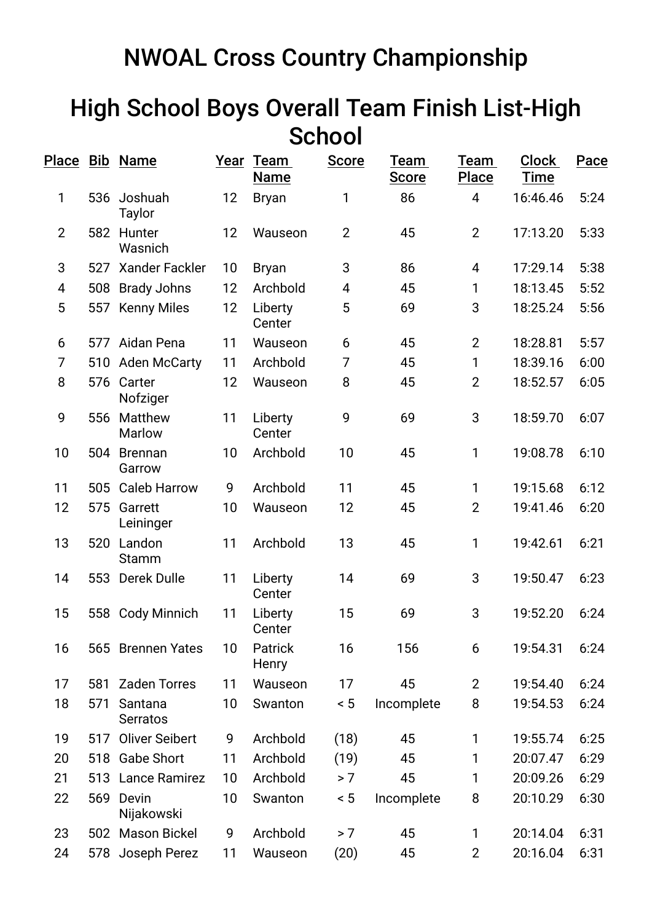# NWOAL Cross Country Championship

## High School Boys Overall Team Finish List-High School

| Place | Bib | Name | Year | Team Name | Score | Team Score | Team Place | Clock Time | Pace |
|---|---|---|---|---|---|---|---|---|---|
| 1 | 536 | Joshuah Taylor | 12 | Bryan | 1 | 86 | 4 | 16:46.46 | 5:24 |
| 2 | 582 | Hunter Wasnich | 12 | Wauseon | 2 | 45 | 2 | 17:13.20 | 5:33 |
| 3 | 527 | Xander Fackler | 10 | Bryan | 3 | 86 | 4 | 17:29.14 | 5:38 |
| 4 | 508 | Brady Johns | 12 | Archbold | 4 | 45 | 1 | 18:13.45 | 5:52 |
| 5 | 557 | Kenny Miles | 12 | Liberty Center | 5 | 69 | 3 | 18:25.24 | 5:56 |
| 6 | 577 | Aidan Pena | 11 | Wauseon | 6 | 45 | 2 | 18:28.81 | 5:57 |
| 7 | 510 | Aden McCarty | 11 | Archbold | 7 | 45 | 1 | 18:39.16 | 6:00 |
| 8 | 576 | Carter Nofziger | 12 | Wauseon | 8 | 45 | 2 | 18:52.57 | 6:05 |
| 9 | 556 | Matthew Marlow | 11 | Liberty Center | 9 | 69 | 3 | 18:59.70 | 6:07 |
| 10 | 504 | Brennan Garrow | 10 | Archbold | 10 | 45 | 1 | 19:08.78 | 6:10 |
| 11 | 505 | Caleb Harrow | 9 | Archbold | 11 | 45 | 1 | 19:15.68 | 6:12 |
| 12 | 575 | Garrett Leininger | 10 | Wauseon | 12 | 45 | 2 | 19:41.46 | 6:20 |
| 13 | 520 | Landon Stamm | 11 | Archbold | 13 | 45 | 1 | 19:42.61 | 6:21 |
| 14 | 553 | Derek Dulle | 11 | Liberty Center | 14 | 69 | 3 | 19:50.47 | 6:23 |
| 15 | 558 | Cody Minnich | 11 | Liberty Center | 15 | 69 | 3 | 19:52.20 | 6:24 |
| 16 | 565 | Brennen Yates | 10 | Patrick Henry | 16 | 156 | 6 | 19:54.31 | 6:24 |
| 17 | 581 | Zaden Torres | 11 | Wauseon | 17 | 45 | 2 | 19:54.40 | 6:24 |
| 18 | 571 | Santana Serratos | 10 | Swanton | < 5 | Incomplete | 8 | 19:54.53 | 6:24 |
| 19 | 517 | Oliver Seibert | 9 | Archbold | (18) | 45 | 1 | 19:55.74 | 6:25 |
| 20 | 518 | Gabe Short | 11 | Archbold | (19) | 45 | 1 | 20:07.47 | 6:29 |
| 21 | 513 | Lance Ramirez | 10 | Archbold | > 7 | 45 | 1 | 20:09.26 | 6:29 |
| 22 | 569 | Devin Nijakowski | 10 | Swanton | < 5 | Incomplete | 8 | 20:10.29 | 6:30 |
| 23 | 502 | Mason Bickel | 9 | Archbold | > 7 | 45 | 1 | 20:14.04 | 6:31 |
| 24 | 578 | Joseph Perez | 11 | Wauseon | (20) | 45 | 2 | 20:16.04 | 6:31 |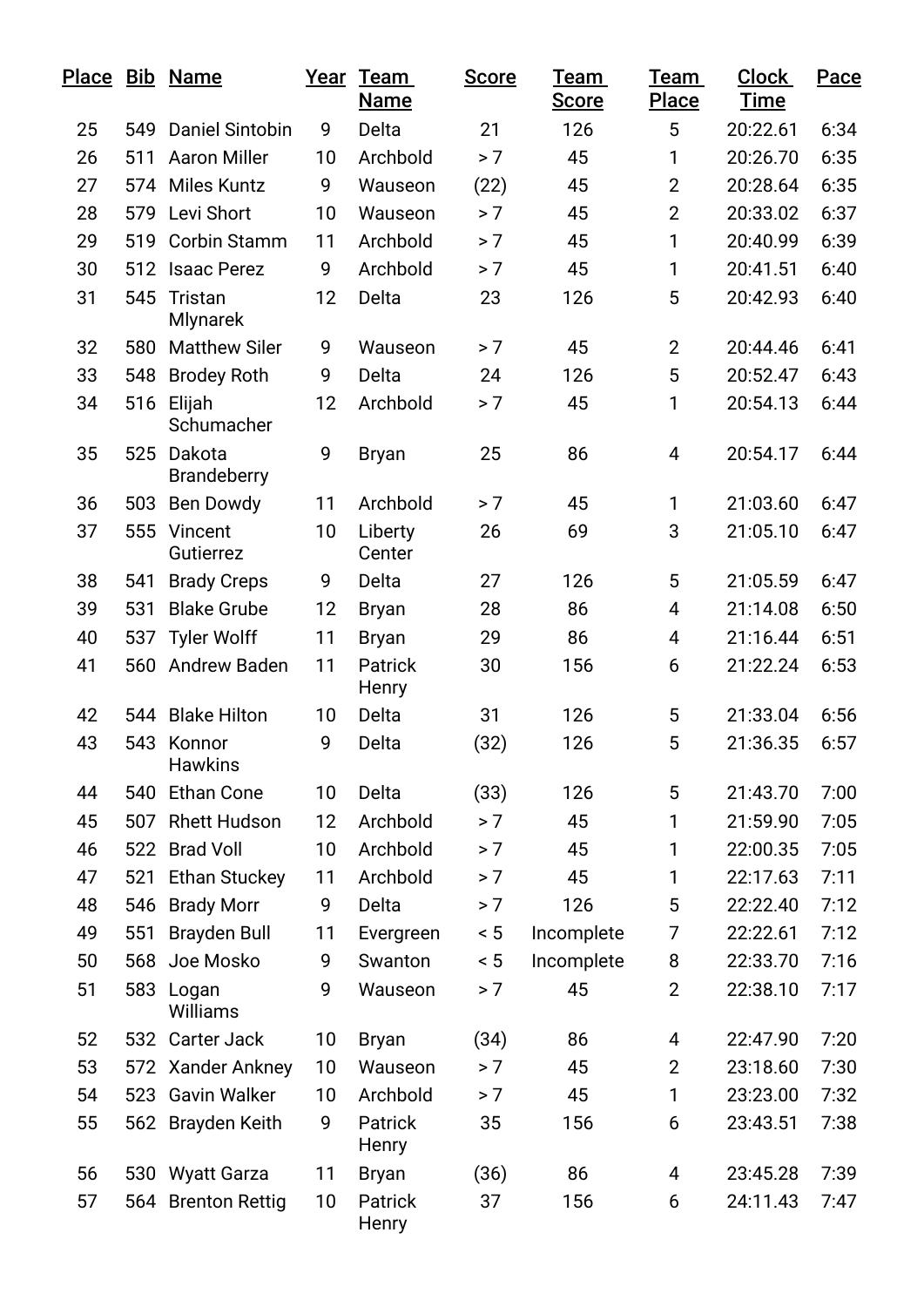| Place | Bib | Name | Year | Team Name | Score | Team Score | Team Place | Clock Time | Pace |
|---|---|---|---|---|---|---|---|---|---|
| 25 | 549 | Daniel Sintobin | 9 | Delta | 21 | 126 | 5 | 20:22.61 | 6:34 |
| 26 | 511 | Aaron Miller | 10 | Archbold | > 7 | 45 | 1 | 20:26.70 | 6:35 |
| 27 | 574 | Miles Kuntz | 9 | Wauseon | (22) | 45 | 2 | 20:28.64 | 6:35 |
| 28 | 579 | Levi Short | 10 | Wauseon | > 7 | 45 | 2 | 20:33.02 | 6:37 |
| 29 | 519 | Corbin Stamm | 11 | Archbold | > 7 | 45 | 1 | 20:40.99 | 6:39 |
| 30 | 512 | Isaac Perez | 9 | Archbold | > 7 | 45 | 1 | 20:41.51 | 6:40 |
| 31 | 545 | Tristan Mlynarek | 12 | Delta | 23 | 126 | 5 | 20:42.93 | 6:40 |
| 32 | 580 | Matthew Siler | 9 | Wauseon | > 7 | 45 | 2 | 20:44.46 | 6:41 |
| 33 | 548 | Brodey Roth | 9 | Delta | 24 | 126 | 5 | 20:52.47 | 6:43 |
| 34 | 516 | Elijah Schumacher | 12 | Archbold | > 7 | 45 | 1 | 20:54.13 | 6:44 |
| 35 | 525 | Dakota Brandeberry | 9 | Bryan | 25 | 86 | 4 | 20:54.17 | 6:44 |
| 36 | 503 | Ben Dowdy | 11 | Archbold | > 7 | 45 | 1 | 21:03.60 | 6:47 |
| 37 | 555 | Vincent Gutierrez | 10 | Liberty Center | 26 | 69 | 3 | 21:05.10 | 6:47 |
| 38 | 541 | Brady Creps | 9 | Delta | 27 | 126 | 5 | 21:05.59 | 6:47 |
| 39 | 531 | Blake Grube | 12 | Bryan | 28 | 86 | 4 | 21:14.08 | 6:50 |
| 40 | 537 | Tyler Wolff | 11 | Bryan | 29 | 86 | 4 | 21:16.44 | 6:51 |
| 41 | 560 | Andrew Baden | 11 | Patrick Henry | 30 | 156 | 6 | 21:22.24 | 6:53 |
| 42 | 544 | Blake Hilton | 10 | Delta | 31 | 126 | 5 | 21:33.04 | 6:56 |
| 43 | 543 | Konnor Hawkins | 9 | Delta | (32) | 126 | 5 | 21:36.35 | 6:57 |
| 44 | 540 | Ethan Cone | 10 | Delta | (33) | 126 | 5 | 21:43.70 | 7:00 |
| 45 | 507 | Rhett Hudson | 12 | Archbold | > 7 | 45 | 1 | 21:59.90 | 7:05 |
| 46 | 522 | Brad Voll | 10 | Archbold | > 7 | 45 | 1 | 22:00.35 | 7:05 |
| 47 | 521 | Ethan Stuckey | 11 | Archbold | > 7 | 45 | 1 | 22:17.63 | 7:11 |
| 48 | 546 | Brady Morr | 9 | Delta | > 7 | 126 | 5 | 22:22.40 | 7:12 |
| 49 | 551 | Brayden Bull | 11 | Evergreen | < 5 | Incomplete | 7 | 22:22.61 | 7:12 |
| 50 | 568 | Joe Mosko | 9 | Swanton | < 5 | Incomplete | 8 | 22:33.70 | 7:16 |
| 51 | 583 | Logan Williams | 9 | Wauseon | > 7 | 45 | 2 | 22:38.10 | 7:17 |
| 52 | 532 | Carter Jack | 10 | Bryan | (34) | 86 | 4 | 22:47.90 | 7:20 |
| 53 | 572 | Xander Ankney | 10 | Wauseon | > 7 | 45 | 2 | 23:18.60 | 7:30 |
| 54 | 523 | Gavin Walker | 10 | Archbold | > 7 | 45 | 1 | 23:23.00 | 7:32 |
| 55 | 562 | Brayden Keith | 9 | Patrick Henry | 35 | 156 | 6 | 23:43.51 | 7:38 |
| 56 | 530 | Wyatt Garza | 11 | Bryan | (36) | 86 | 4 | 23:45.28 | 7:39 |
| 57 | 564 | Brenton Rettig | 10 | Patrick Henry | 37 | 156 | 6 | 24:11.43 | 7:47 |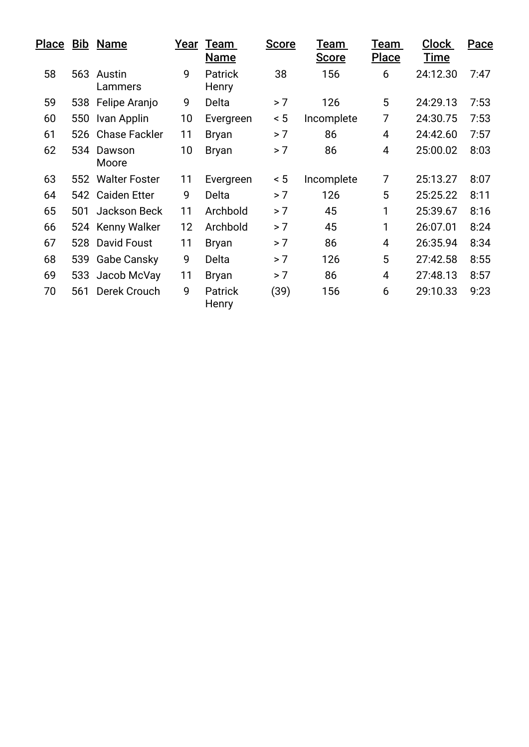| Place | Bib | Name | Year | Team Name | Score | Team Score | Team Place | Clock Time | Pace |
|---|---|---|---|---|---|---|---|---|---|
| 58 | 563 | Austin Lammers | 9 | Patrick Henry | 38 | 156 | 6 | 24:12.30 | 7:47 |
| 59 | 538 | Felipe Aranjo | 9 | Delta | > 7 | 126 | 5 | 24:29.13 | 7:53 |
| 60 | 550 | Ivan Applin | 10 | Evergreen | < 5 | Incomplete | 7 | 24:30.75 | 7:53 |
| 61 | 526 | Chase Fackler | 11 | Bryan | > 7 | 86 | 4 | 24:42.60 | 7:57 |
| 62 | 534 | Dawson Moore | 10 | Bryan | > 7 | 86 | 4 | 25:00.02 | 8:03 |
| 63 | 552 | Walter Foster | 11 | Evergreen | < 5 | Incomplete | 7 | 25:13.27 | 8:07 |
| 64 | 542 | Caiden Etter | 9 | Delta | > 7 | 126 | 5 | 25:25.22 | 8:11 |
| 65 | 501 | Jackson Beck | 11 | Archbold | > 7 | 45 | 1 | 25:39.67 | 8:16 |
| 66 | 524 | Kenny Walker | 12 | Archbold | > 7 | 45 | 1 | 26:07.01 | 8:24 |
| 67 | 528 | David Foust | 11 | Bryan | > 7 | 86 | 4 | 26:35.94 | 8:34 |
| 68 | 539 | Gabe Cansky | 9 | Delta | > 7 | 126 | 5 | 27:42.58 | 8:55 |
| 69 | 533 | Jacob McVay | 11 | Bryan | > 7 | 86 | 4 | 27:48.13 | 8:57 |
| 70 | 561 | Derek Crouch | 9 | Patrick Henry | (39) | 156 | 6 | 29:10.33 | 9:23 |